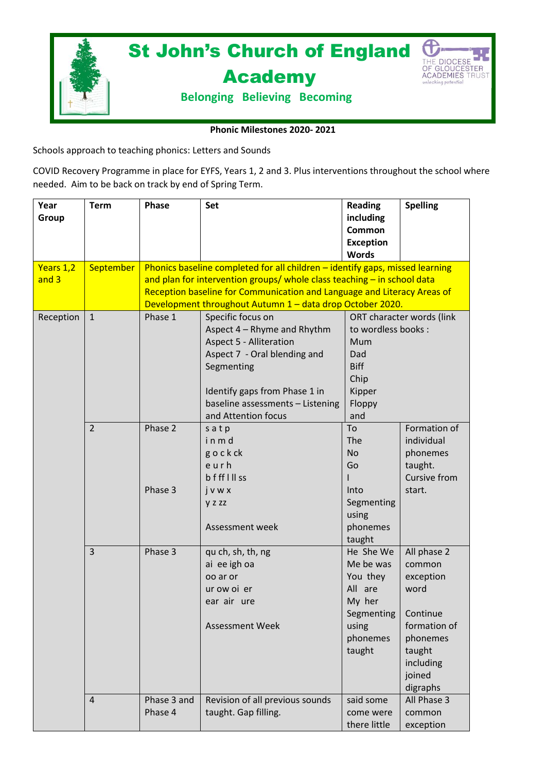# St John's Church of England Academy

**Belonging Believing Becoming**

THE DIOCESE OF GLOUCESTER ACADEMIES TRUST
unlocking potential

**Phonic Milestones 2020- 2021**

Schools approach to teaching phonics: Letters and Sounds

COVID Recovery Programme in place for EYFS, Years 1, 2 and 3. Plus interventions throughout the school where needed. Aim to be back on track by end of Spring Term.

| Year Group | Term | Phase | Set | Reading including Common Exception Words | Spelling |
|---|---|---|---|---|---|
| Years 1,2 and 3 | September | Phonics baseline completed for all children – identify gaps, missed learning and plan for intervention groups/ whole class teaching – in school data<br>Reception baseline for Communication and Language and Literacy Areas of Development throughout Autumn 1 – data drop October 2020. | | | |
| Reception | 1 | Phase 1 | Specific focus on<br>Aspect 4 – Rhyme and Rhythm<br>Aspect 5 - Alliteration<br>Aspect 7 - Oral blending and Segmenting<br><br>Identify gaps from Phase 1 in baseline assessments – Listening and Attention focus | ORT character words (link to wordless books :<br>Mum<br>Dad<br>Biff<br>Chip<br>Kipper<br>Floppy<br>and | |
| | 2 | Phase 2<br><br><br><br><br>Phase 3 | s a t p<br>i n m d<br>g o c k ck<br>e u r h<br>b f ff l ll ss<br>j v w x<br>y z zz<br><br>Assessment week | To<br>The<br>No<br>Go<br>I<br>Into<br>Segmenting using phonemes taught | Formation of individual phonemes taught. Cursive from start. |
| | 3 | Phase 3 | qu ch, sh, th, ng<br>ai ee igh oa<br>oo ar or<br>ur ow oi er<br>ear air ure<br><br>Assessment Week | He She We<br>Me be was<br>You they<br>All are<br>My her<br>Segmenting using phonemes taught | All phase 2 common exception word<br><br>Continue formation of phonemes taught including joined digraphs |
| | 4 | Phase 3 and Phase 4 | Revision of all previous sounds taught. Gap filling. | said some come were there little | All Phase 3 common exception |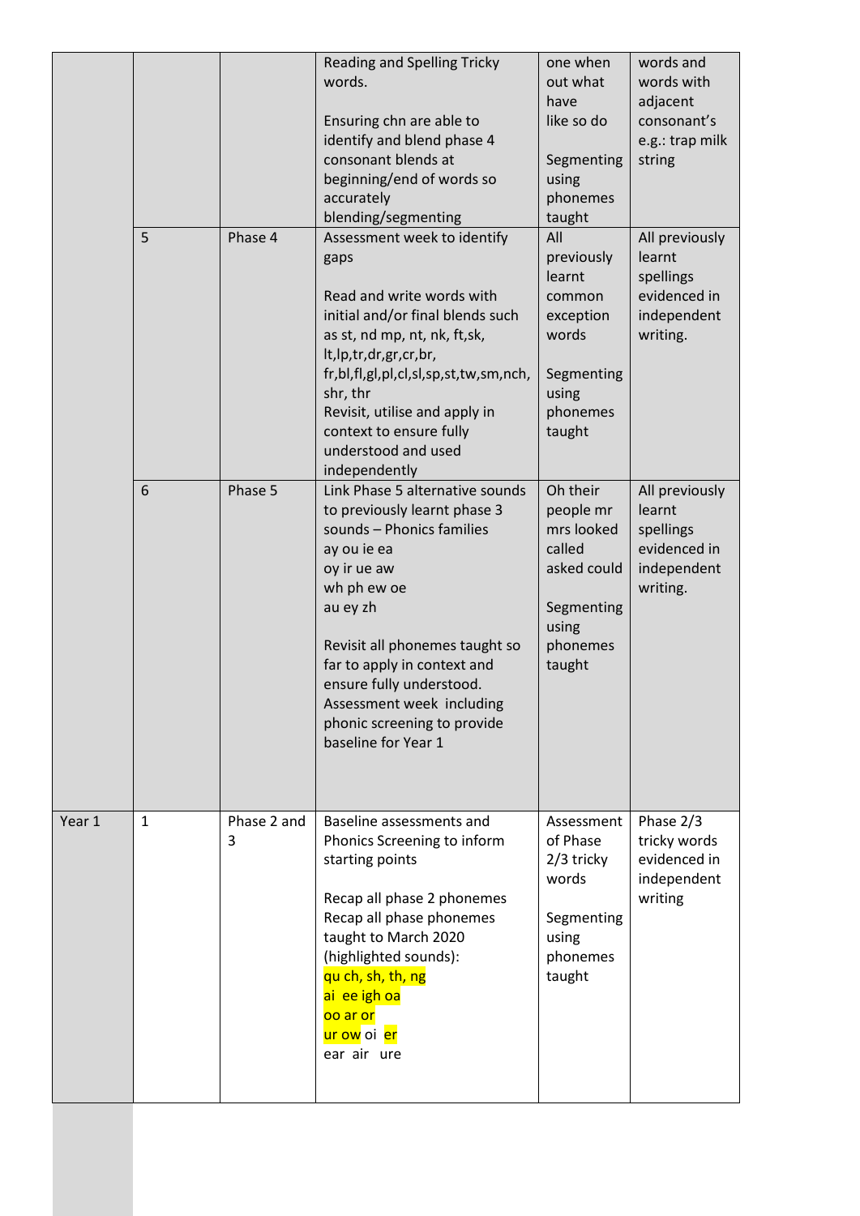| | | | | | |
|---|---|---|---|---|---|
| | | | Reading and Spelling Tricky words.<br><br>Ensuring chn are able to identify and blend phase 4 consonant blends at beginning/end of words so accurately blending/segmenting | one when out what have like so do<br><br>Segmenting using phonemes taught | words and words with adjacent consonant's e.g.: trap milk string |
| | 5 | Phase 4 | Assessment week to identify gaps<br><br>Read and write words with initial and/or final blends such as st, nd mp, nt, nk, ft,sk, lt,lp,tr,dr,gr,cr,br, fr,bl,fl,gl,pl,cl,sl,sp,st,tw,sm,nch, shr, thr<br>Revisit, utilise and apply in context to ensure fully understood and used independently | All previously learnt common exception words<br><br>Segmenting using phonemes taught | All previously learnt spellings evidenced in independent writing. |
| | 6 | Phase 5 | Link Phase 5 alternative sounds to previously learnt phase 3 sounds – Phonics families<br>ay ou ie ea<br>oy ir ue aw<br>wh ph ew oe<br>au ey zh<br><br>Revisit all phonemes taught so far to apply in context and ensure fully understood.<br>Assessment week including phonic screening to provide baseline for Year 1 | Oh their people mr mrs looked called asked could<br><br>Segmenting using phonemes taught | All previously learnt spellings evidenced in independent writing. |
| Year 1 | 1 | Phase 2 and 3 | Baseline assessments and Phonics Screening to inform starting points<br><br>Recap all phase 2 phonemes<br>Recap all phase phonemes taught to March 2020 (highlighted sounds):<br>qu ch, sh, th, ng<br>ai ee igh oa<br>oo ar or<br>ur ow oi er<br>ear air ure | Assessment of Phase 2/3 tricky words<br><br>Segmenting using phonemes taught | Phase 2/3 tricky words evidenced in independent writing |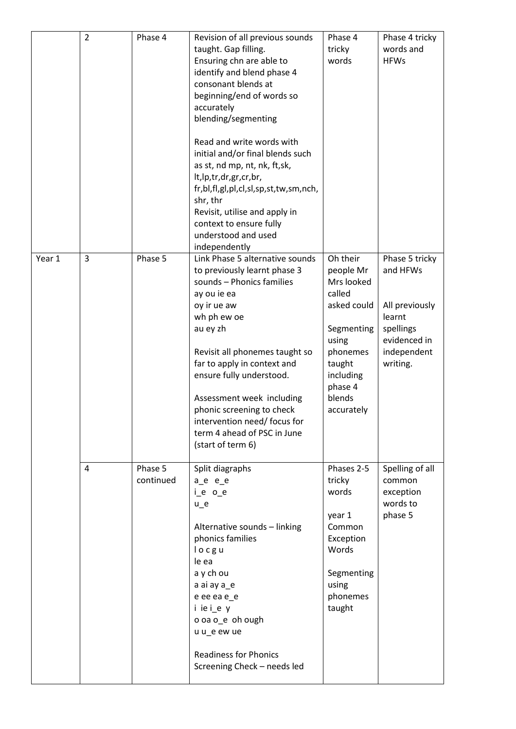| | | | | | |
|---|---|---|---|---|---|
| | 2 | Phase 4 | Revision of all previous sounds taught. Gap filling.<br>Ensuring chn are able to identify and blend phase 4 consonant blends at beginning/end of words so accurately blending/segmenting<br><br>Read and write words with initial and/or final blends such as st, nd mp, nt, nk, ft,sk, lt,lp,tr,dr,gr,cr,br, fr,bl,fl,gl,pl,cl,sl,sp,st,tw,sm,nch, shr, thr<br>Revisit, utilise and apply in context to ensure fully understood and used independently | Phase 4 tricky words | Phase 4 tricky words and HFWs |
| Year 1 | 3 | Phase 5 | Link Phase 5 alternative sounds to previously learnt phase 3 sounds – Phonics families<br>ay ou ie ea<br>oy ir ue aw<br>wh ph ew oe<br>au ey zh<br><br>Revisit all phonemes taught so far to apply in context and ensure fully understood.<br><br>Assessment week including phonic screening to check intervention need/ focus for term 4 ahead of PSC in June (start of term 6) | Oh their people Mr Mrs looked called asked could<br><br>Segmenting using phonemes taught including phase 4 blends accurately | Phase 5 tricky and HFWs<br><br>All previously learnt spellings evidenced in independent writing. |
| | 4 | Phase 5 continued | Split diagraphs<br>a_e e_e<br>i_e o_e<br>u_e<br><br>Alternative sounds – linking phonics families<br>l o c g u<br>le ea<br>a y ch ou<br>a ai ay a_e<br>e ee ea e_e<br>i ie i_e y<br>o oa o_e oh ough<br>u u_e ew ue<br><br>Readiness for Phonics Screening Check – needs led | Phases 2-5 tricky words<br><br>year 1 Common Exception Words<br><br>Segmenting using phonemes taught | Spelling of all common exception words to phase 5 |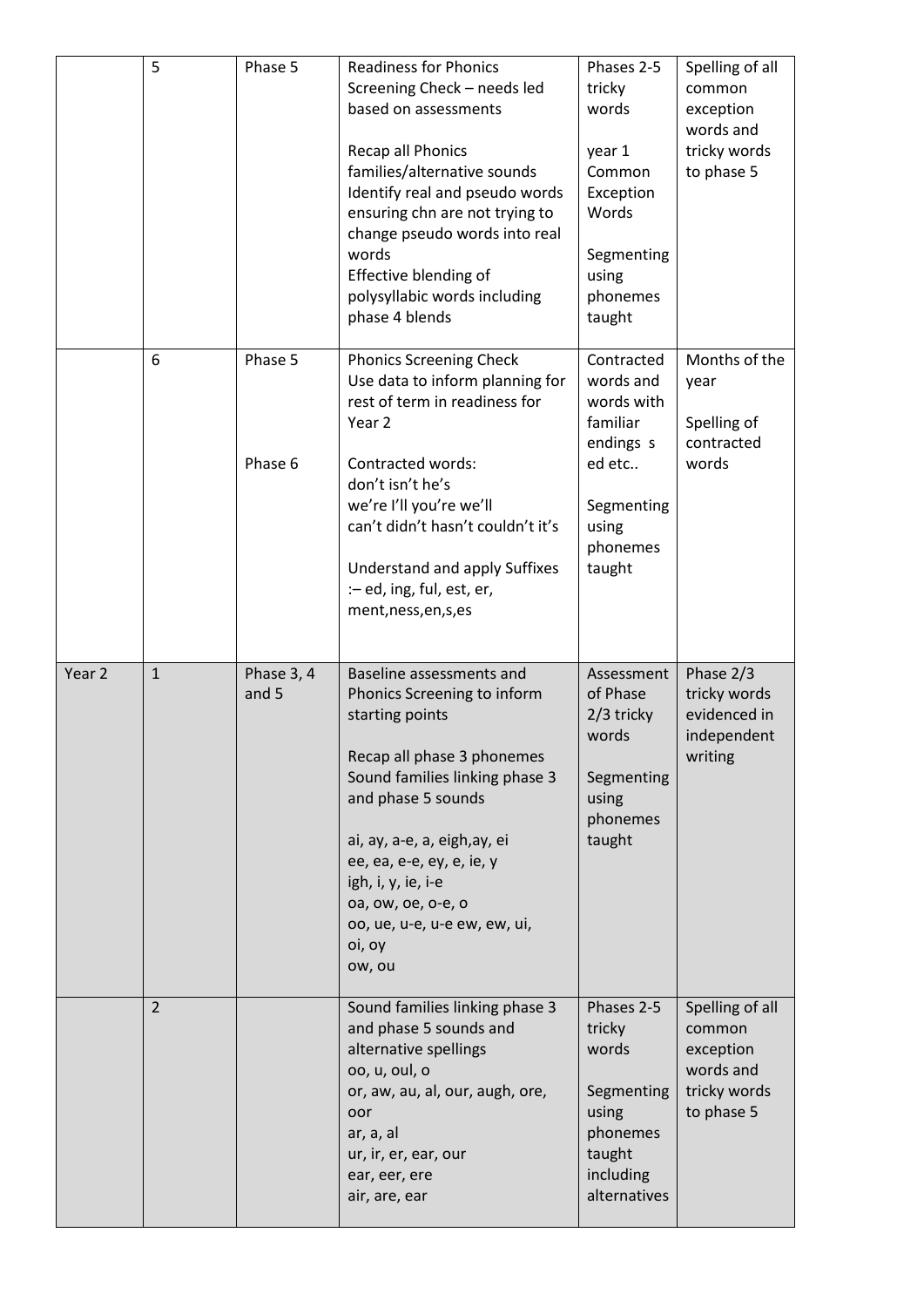| | | | | | |
|---|---|---|---|---|---|
| | 5 | Phase 5 | Readiness for Phonics Screening Check – needs led based on assessments<br><br>Recap all Phonics families/alternative sounds<br>Identify real and pseudo words ensuring chn are not trying to change pseudo words into real words<br>Effective blending of polysyllabic words including phase 4 blends | Phases 2-5 tricky words<br><br>year 1 Common Exception Words<br><br>Segmenting using phonemes taught | Spelling of all common exception words and tricky words to phase 5 |
| | 6 | Phase 5<br><br><br><br>Phase 6 | Phonics Screening Check<br>Use data to inform planning for rest of term in readiness for Year 2<br><br>Contracted words:<br>don't isn't he's<br>we're I'll you're we'll<br>can't didn't hasn't couldn't it's<br><br>Understand and apply Suffixes :– ed, ing, ful, est, er, ment,ness,en,s,es | Contracted words and words with familiar endings s ed etc..<br><br>Segmenting using phonemes taught | Months of the year<br><br>Spelling of contracted words |
| Year 2 | 1 | Phase 3, 4 and 5 | Baseline assessments and Phonics Screening to inform starting points<br><br>Recap all phase 3 phonemes<br>Sound families linking phase 3 and phase 5 sounds<br><br>ai, ay, a-e, a, eigh,ay, ei<br>ee, ea, e-e, ey, e, ie, y<br>igh, i, y, ie, i-e<br>oa, ow, oe, o-e, o<br>oo, ue, u-e, u-e ew, ew, ui,<br>oi, oy<br>ow, ou | Assessment of Phase 2/3 tricky words<br><br>Segmenting using phonemes taught | Phase 2/3 tricky words evidenced in independent writing |
| | 2 | | Sound families linking phase 3 and phase 5 sounds and alternative spellings<br>oo, u, oul, o<br>or, aw, au, al, our, augh, ore, oor<br>ar, a, al<br>ur, ir, er, ear, our<br>ear, eer, ere<br>air, are, ear | Phases 2-5 tricky words<br><br>Segmenting using phonemes taught including alternatives | Spelling of all common exception words and tricky words to phase 5 |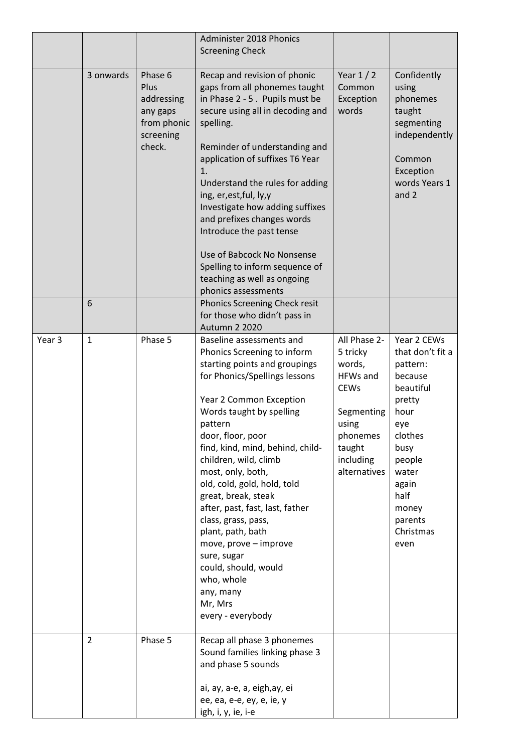| | | | | | |
|---|---|---|---|---|---|
| | | | Administer 2018 Phonics Screening Check | | |
| | 3 onwards | Phase 6 Plus addressing any gaps from phonic screening check. | Recap and revision of phonic gaps from all phonemes taught in Phase 2 - 5 . Pupils must be secure using all in decoding and spelling.<br><br>Reminder of understanding and application of suffixes T6 Year 1.<br>Understand the rules for adding ing, er,est,ful, ly,y<br>Investigate how adding suffixes and prefixes changes words<br>Introduce the past tense<br><br>Use of Babcock No Nonsense Spelling to inform sequence of teaching as well as ongoing phonics assessments | Year 1 / 2 Common Exception words | Confidently using phonemes taught segmenting independently<br><br>Common Exception words Years 1 and 2 |
| | 6 | | Phonics Screening Check resit for those who didn't pass in Autumn 2 2020 | | |
| Year 3 | 1 | Phase 5 | Baseline assessments and Phonics Screening to inform starting points and groupings for Phonics/Spellings lessons<br><br>Year 2 Common Exception Words taught by spelling pattern<br>door, floor, poor<br>find, kind, mind, behind, child-children, wild, climb<br>most, only, both,<br>old, cold, gold, hold, told<br>great, break, steak<br>after, past, fast, last, father<br>class, grass, pass,<br>plant, path, bath<br>move, prove – improve<br>sure, sugar<br>could, should, would<br>who, whole<br>any, many<br>Mr, Mrs<br>every - everybody | All Phase 2-5 tricky words, HFWs and CEWs<br><br>Segmenting using phonemes taught including alternatives | Year 2 CEWs that don't fit a pattern:<br>because<br>beautiful<br>pretty<br>hour<br>eye<br>clothes<br>busy<br>people<br>water<br>again<br>half<br>money<br>parents<br>Christmas<br>even |
| | 2 | Phase 5 | Recap all phase 3 phonemes<br>Sound families linking phase 3 and phase 5 sounds<br><br>ai, ay, a-e, a, eigh,ay, ei<br>ee, ea, e-e, ey, e, ie, y<br>igh, i, y, ie, i-e | | |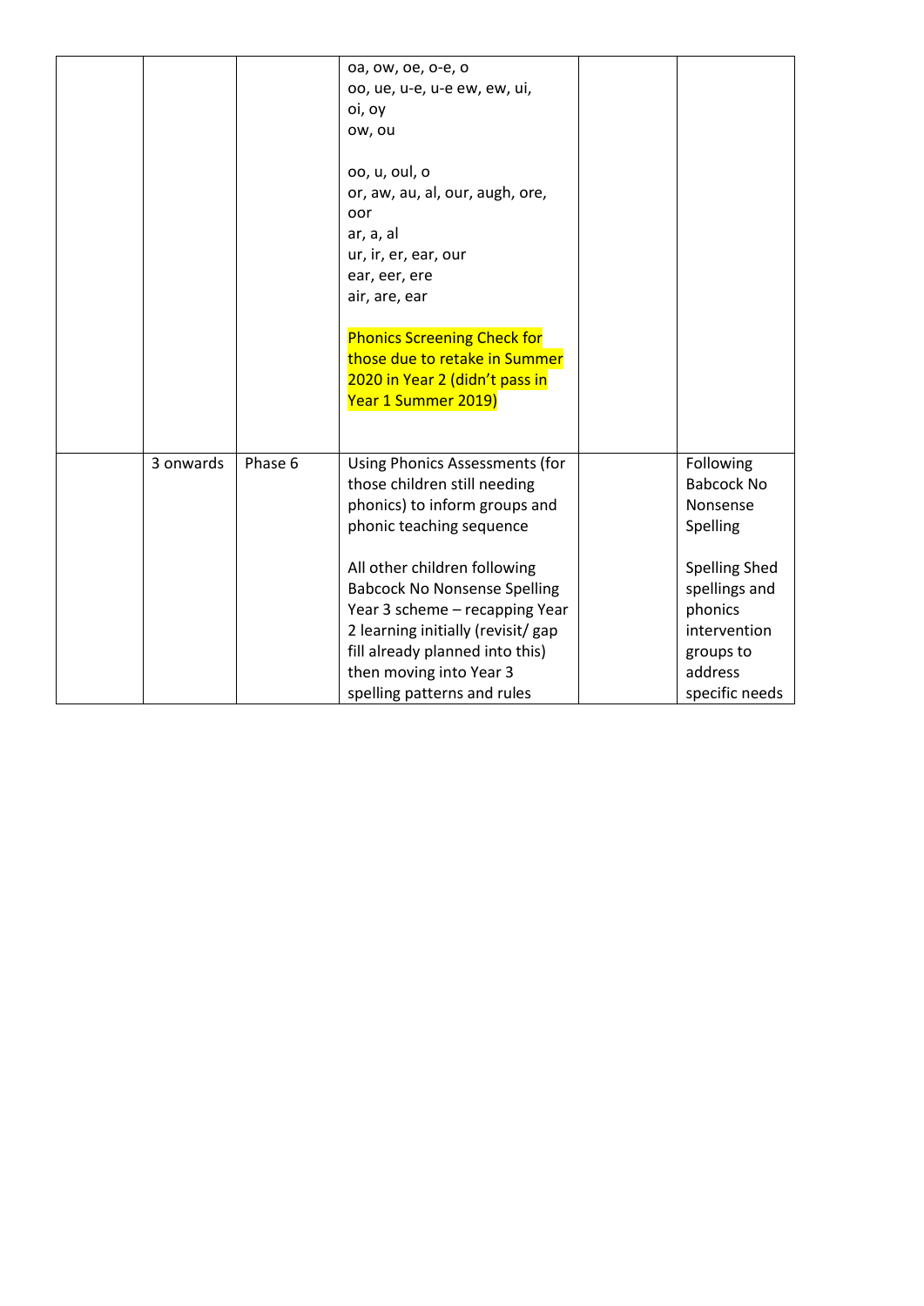| | | | | | |
|---|---|---|---|---|---|
| | | | oa, ow, oe, o-e, o<br>oo, ue, u-e, u-e ew, ew, ui,<br>oi, oy<br>ow, ou<br><br>oo, u, oul, o<br>or, aw, au, al, our, augh, ore, oor<br>ar, a, al<br>ur, ir, er, ear, our<br>ear, eer, ere<br>air, are, ear<br><br>Phonics Screening Check for those due to retake in Summer 2020 in Year 2 (didn't pass in Year 1 Summer 2019) | | |
| | 3 onwards | Phase 6 | Using Phonics Assessments (for those children still needing phonics) to inform groups and phonic teaching sequence<br><br>All other children following Babcock No Nonsense Spelling Year 3 scheme – recapping Year 2 learning initially (revisit/ gap fill already planned into this) then moving into Year 3 spelling patterns and rules | | Following Babcock No Nonsense Spelling<br><br>Spelling Shed spellings and phonics intervention groups to address specific needs |